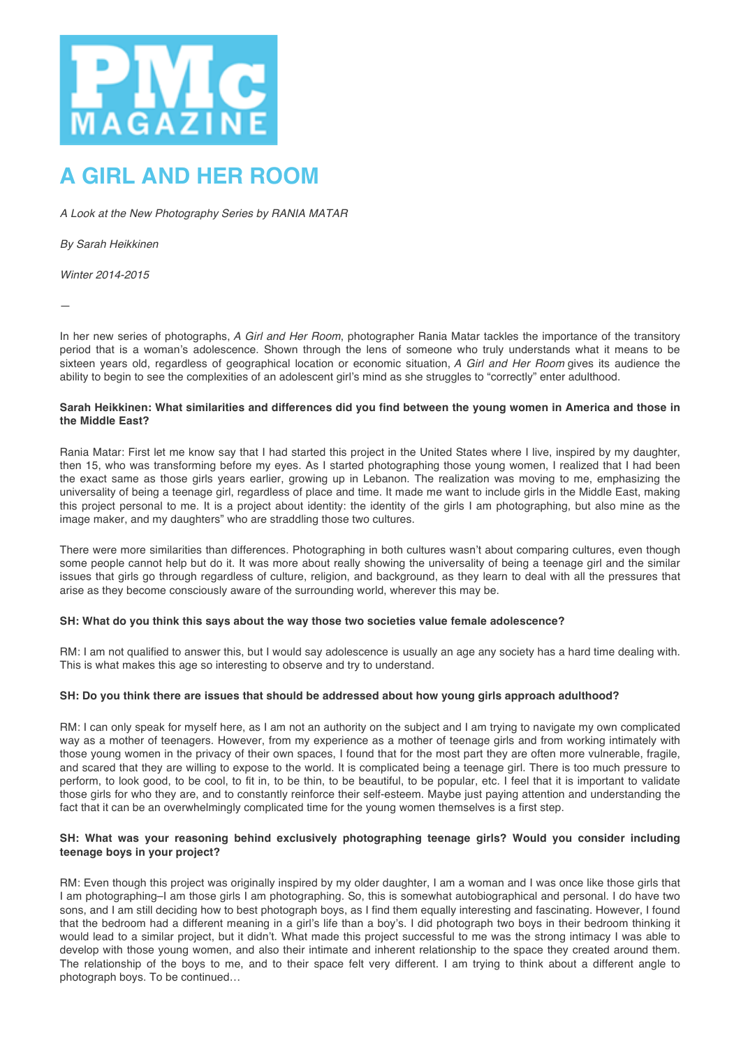# PMc MAGAZINE

## A GIRL AND HER ROOM

*A Look at the New Photography Series by RANIA MATAR*

*By Sarah Heikkinen*

*Winter 2014-2015*

—

In her new series of photographs, *A Girl and Her Room*, photographer Rania Matar tackles the importance of the transitory period that is a woman's adolescence. Shown through the lens of someone who truly understands what it means to be sixteen years old, regardless of geographical location or economic situation, *A Girl and Her Room* gives its audience the ability to begin to see the complexities of an adolescent girl's mind as she struggles to "correctly" enter adulthood.

**Sarah Heikkinen: What similarities and differences did you find between the young women in America and those in the Middle East?**

Rania Matar: First let me know say that I had started this project in the United States where I live, inspired by my daughter, then 15, who was transforming before my eyes. As I started photographing those young women, I realized that I had been the exact same as those girls years earlier, growing up in Lebanon. The realization was moving to me, emphasizing the universality of being a teenage girl, regardless of place and time. It made me want to include girls in the Middle East, making this project personal to me. It is a project about identity: the identity of the girls I am photographing, but also mine as the image maker, and my daughters" who are straddling those two cultures.

There were more similarities than differences. Photographing in both cultures wasn't about comparing cultures, even though some people cannot help but do it. It was more about really showing the universality of being a teenage girl and the similar issues that girls go through regardless of culture, religion, and background, as they learn to deal with all the pressures that arise as they become consciously aware of the surrounding world, wherever this may be.

**SH: What do you think this says about the way those two societies value female adolescence?**

RM: I am not qualified to answer this, but I would say adolescence is usually an age any society has a hard time dealing with. This is what makes this age so interesting to observe and try to understand.

**SH: Do you think there are issues that should be addressed about how young girls approach adulthood?**

RM: I can only speak for myself here, as I am not an authority on the subject and I am trying to navigate my own complicated way as a mother of teenagers. However, from my experience as a mother of teenage girls and from working intimately with those young women in the privacy of their own spaces, I found that for the most part they are often more vulnerable, fragile, and scared that they are willing to expose to the world. It is complicated being a teenage girl. There is too much pressure to perform, to look good, to be cool, to fit in, to be thin, to be beautiful, to be popular, etc. I feel that it is important to validate those girls for who they are, and to constantly reinforce their self-esteem. Maybe just paying attention and understanding the fact that it can be an overwhelmingly complicated time for the young women themselves is a first step.

**SH: What was your reasoning behind exclusively photographing teenage girls? Would you consider including teenage boys in your project?**

RM: Even though this project was originally inspired by my older daughter, I am a woman and I was once like those girls that I am photographing–I am those girls I am photographing. So, this is somewhat autobiographical and personal. I do have two sons, and I am still deciding how to best photograph boys, as I find them equally interesting and fascinating. However, I found that the bedroom had a different meaning in a girl's life than a boy's. I did photograph two boys in their bedroom thinking it would lead to a similar project, but it didn't. What made this project successful to me was the strong intimacy I was able to develop with those young women, and also their intimate and inherent relationship to the space they created around them. The relationship of the boys to me, and to their space felt very different. I am trying to think about a different angle to photograph boys. To be continued…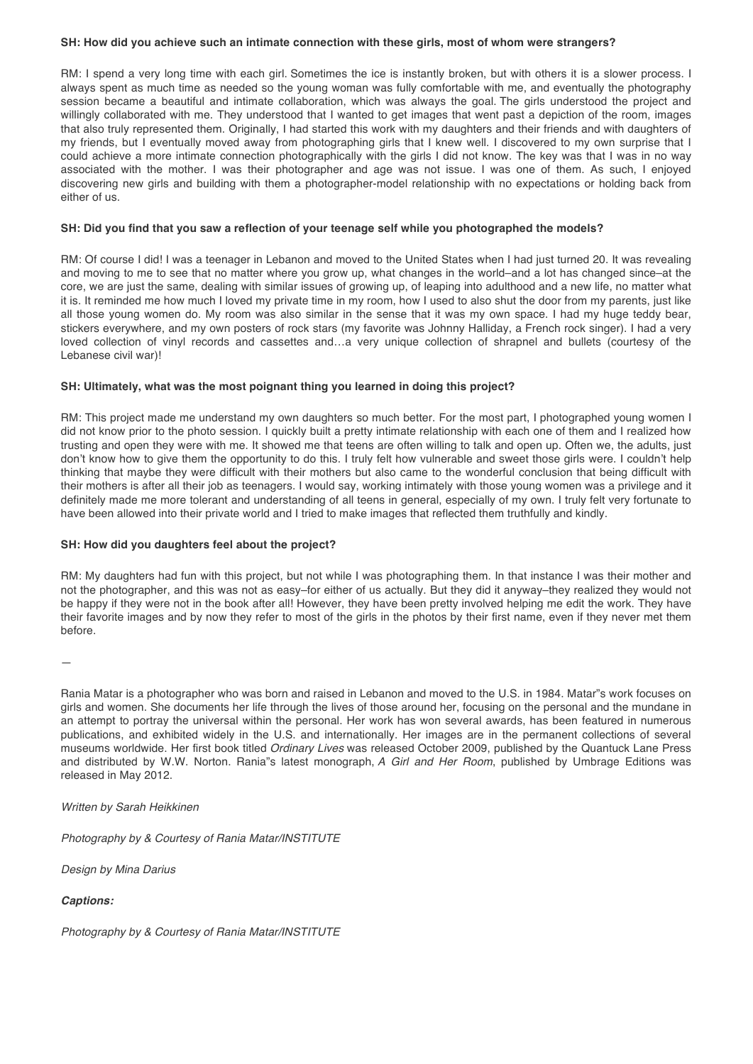**SH: How did you achieve such an intimate connection with these girls, most of whom were strangers?**

RM: I spend a very long time with each girl. Sometimes the ice is instantly broken, but with others it is a slower process. I always spent as much time as needed so the young woman was fully comfortable with me, and eventually the photography session became a beautiful and intimate collaboration, which was always the goal. The girls understood the project and willingly collaborated with me. They understood that I wanted to get images that went past a depiction of the room, images that also truly represented them. Originally, I had started this work with my daughters and their friends and with daughters of my friends, but I eventually moved away from photographing girls that I knew well. I discovered to my own surprise that I could achieve a more intimate connection photographically with the girls I did not know. The key was that I was in no way associated with the mother. I was their photographer and age was not issue. I was one of them. As such, I enjoyed discovering new girls and building with them a photographer-model relationship with no expectations or holding back from either of us.

**SH: Did you find that you saw a reflection of your teenage self while you photographed the models?**

RM: Of course I did! I was a teenager in Lebanon and moved to the United States when I had just turned 20. It was revealing and moving to me to see that no matter where you grow up, what changes in the world–and a lot has changed since–at the core, we are just the same, dealing with similar issues of growing up, of leaping into adulthood and a new life, no matter what it is. It reminded me how much I loved my private time in my room, how I used to also shut the door from my parents, just like all those young women do. My room was also similar in the sense that it was my own space. I had my huge teddy bear, stickers everywhere, and my own posters of rock stars (my favorite was Johnny Halliday, a French rock singer). I had a very loved collection of vinyl records and cassettes and…a very unique collection of shrapnel and bullets (courtesy of the Lebanese civil war)!

**SH: Ultimately, what was the most poignant thing you learned in doing this project?**

RM: This project made me understand my own daughters so much better. For the most part, I photographed young women I did not know prior to the photo session. I quickly built a pretty intimate relationship with each one of them and I realized how trusting and open they were with me. It showed me that teens are often willing to talk and open up. Often we, the adults, just don't know how to give them the opportunity to do this. I truly felt how vulnerable and sweet those girls were. I couldn't help thinking that maybe they were difficult with their mothers but also came to the wonderful conclusion that being difficult with their mothers is after all their job as teenagers. I would say, working intimately with those young women was a privilege and it definitely made me more tolerant and understanding of all teens in general, especially of my own. I truly felt very fortunate to have been allowed into their private world and I tried to make images that reflected them truthfully and kindly.

**SH: How did you daughters feel about the project?**

RM: My daughters had fun with this project, but not while I was photographing them. In that instance I was their mother and not the photographer, and this was not as easy–for either of us actually. But they did it anyway–they realized they would not be happy if they were not in the book after all! However, they have been pretty involved helping me edit the work. They have their favorite images and by now they refer to most of the girls in the photos by their first name, even if they never met them before.

—

Rania Matar is a photographer who was born and raised in Lebanon and moved to the U.S. in 1984. Matar"s work focuses on girls and women. She documents her life through the lives of those around her, focusing on the personal and the mundane in an attempt to portray the universal within the personal. Her work has won several awards, has been featured in numerous publications, and exhibited widely in the U.S. and internationally. Her images are in the permanent collections of several museums worldwide. Her first book titled *Ordinary Lives* was released October 2009, published by the Quantuck Lane Press and distributed by W.W. Norton. Rania"s latest monograph, *A Girl and Her Room*, published by Umbrage Editions was released in May 2012.

*Written by Sarah Heikkinen*

*Photography by & Courtesy of Rania Matar/INSTITUTE*

*Design by Mina Darius*

***Captions:***

*Photography by & Courtesy of Rania Matar/INSTITUTE*